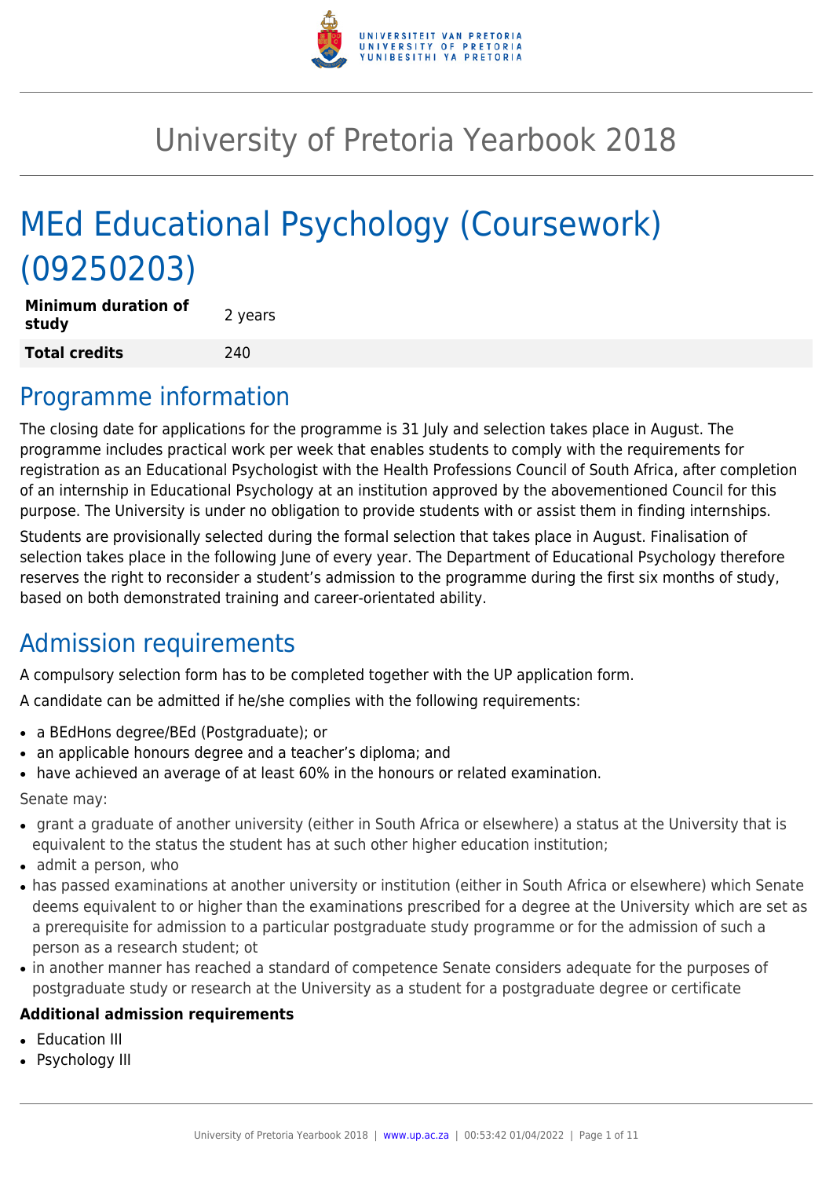# University of Pretoria Yearbook 2018

# MEd Educational Psychology (Coursework) (09250203)

| **Minimum duration of study** | 2 years |
|---|---|
| **Total credits** | 240 |

## Programme information

The closing date for applications for the programme is 31 July and selection takes place in August. The programme includes practical work per week that enables students to comply with the requirements for registration as an Educational Psychologist with the Health Professions Council of South Africa, after completion of an internship in Educational Psychology at an institution approved by the abovementioned Council for this purpose. The University is under no obligation to provide students with or assist them in finding internships.

Students are provisionally selected during the formal selection that takes place in August. Finalisation of selection takes place in the following June of every year. The Department of Educational Psychology therefore reserves the right to reconsider a student's admission to the programme during the first six months of study, based on both demonstrated training and career-orientated ability.

## Admission requirements

A compulsory selection form has to be completed together with the UP application form.

A candidate can be admitted if he/she complies with the following requirements:

- a BEdHons degree/BEd (Postgraduate); or
- an applicable honours degree and a teacher's diploma; and
- have achieved an average of at least 60% in the honours or related examination.

Senate may:

- grant a graduate of another university (either in South Africa or elsewhere) a status at the University that is equivalent to the status the student has at such other higher education institution;
- admit a person, who
- has passed examinations at another university or institution (either in South Africa or elsewhere) which Senate deems equivalent to or higher than the examinations prescribed for a degree at the University which are set as a prerequisite for admission to a particular postgraduate study programme or for the admission of such a person as a research student; ot
- in another manner has reached a standard of competence Senate considers adequate for the purposes of postgraduate study or research at the University as a student for a postgraduate degree or certificate

**Additional admission requirements**

- Education III
- Psychology III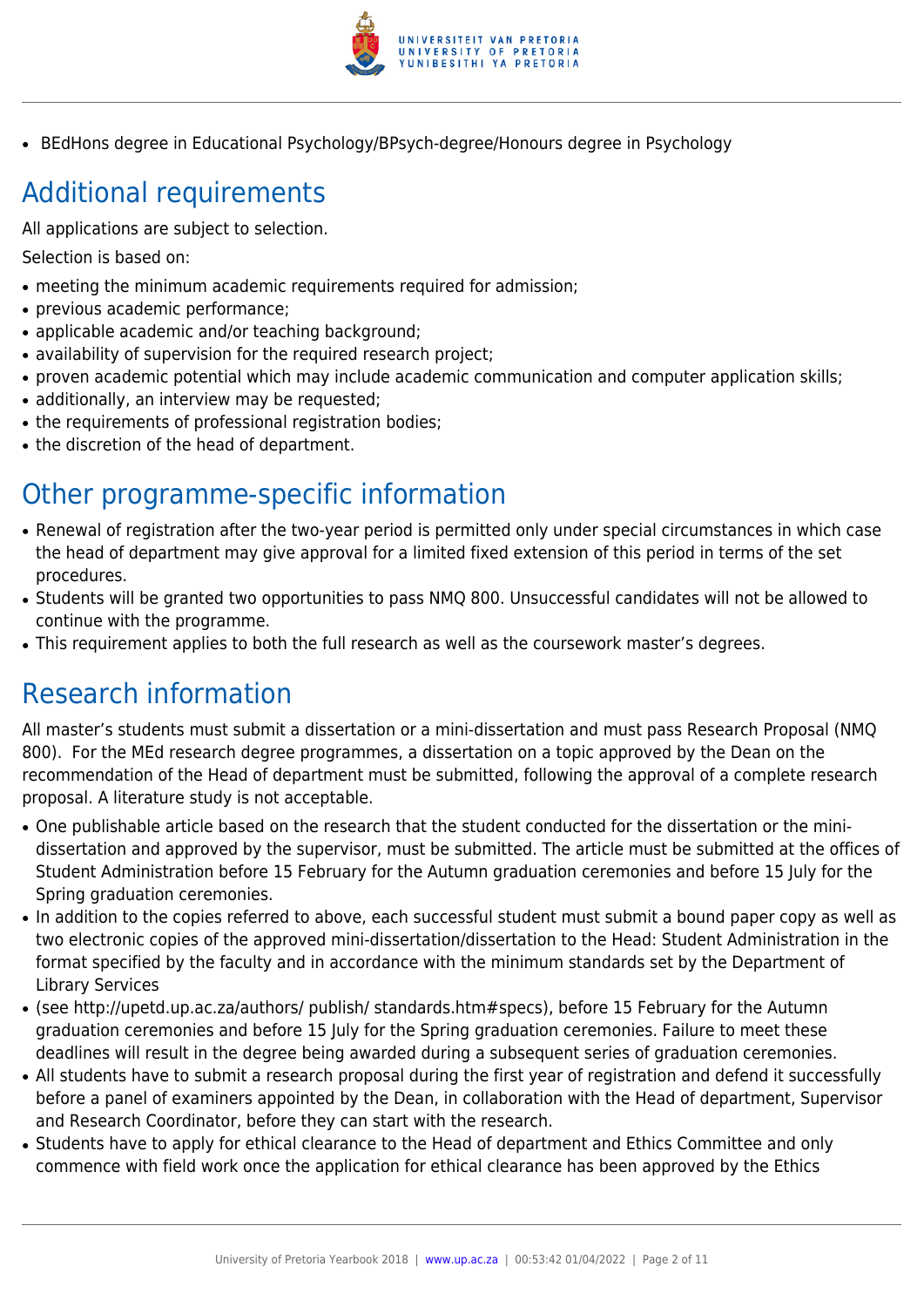- BEdHons degree in Educational Psychology/BPsych-degree/Honours degree in Psychology

## Additional requirements

All applications are subject to selection.

Selection is based on:

- meeting the minimum academic requirements required for admission;
- previous academic performance;
- applicable academic and/or teaching background;
- availability of supervision for the required research project;
- proven academic potential which may include academic communication and computer application skills;
- additionally, an interview may be requested;
- the requirements of professional registration bodies;
- the discretion of the head of department.

## Other programme-specific information

- Renewal of registration after the two-year period is permitted only under special circumstances in which case the head of department may give approval for a limited fixed extension of this period in terms of the set procedures.
- Students will be granted two opportunities to pass NMQ 800. Unsuccessful candidates will not be allowed to continue with the programme.
- This requirement applies to both the full research as well as the coursework master's degrees.

## Research information

All master's students must submit a dissertation or a mini-dissertation and must pass Research Proposal (NMQ 800). For the MEd research degree programmes, a dissertation on a topic approved by the Dean on the recommendation of the Head of department must be submitted, following the approval of a complete research proposal. A literature study is not acceptable.

- One publishable article based on the research that the student conducted for the dissertation or the mini-dissertation and approved by the supervisor, must be submitted. The article must be submitted at the offices of Student Administration before 15 February for the Autumn graduation ceremonies and before 15 July for the Spring graduation ceremonies.
- In addition to the copies referred to above, each successful student must submit a bound paper copy as well as two electronic copies of the approved mini-dissertation/dissertation to the Head: Student Administration in the format specified by the faculty and in accordance with the minimum standards set by the Department of Library Services
- (see http://upetd.up.ac.za/authors/ publish/ standards.htm#specs), before 15 February for the Autumn graduation ceremonies and before 15 July for the Spring graduation ceremonies. Failure to meet these deadlines will result in the degree being awarded during a subsequent series of graduation ceremonies.
- All students have to submit a research proposal during the first year of registration and defend it successfully before a panel of examiners appointed by the Dean, in collaboration with the Head of department, Supervisor and Research Coordinator, before they can start with the research.
- Students have to apply for ethical clearance to the Head of department and Ethics Committee and only commence with field work once the application for ethical clearance has been approved by the Ethics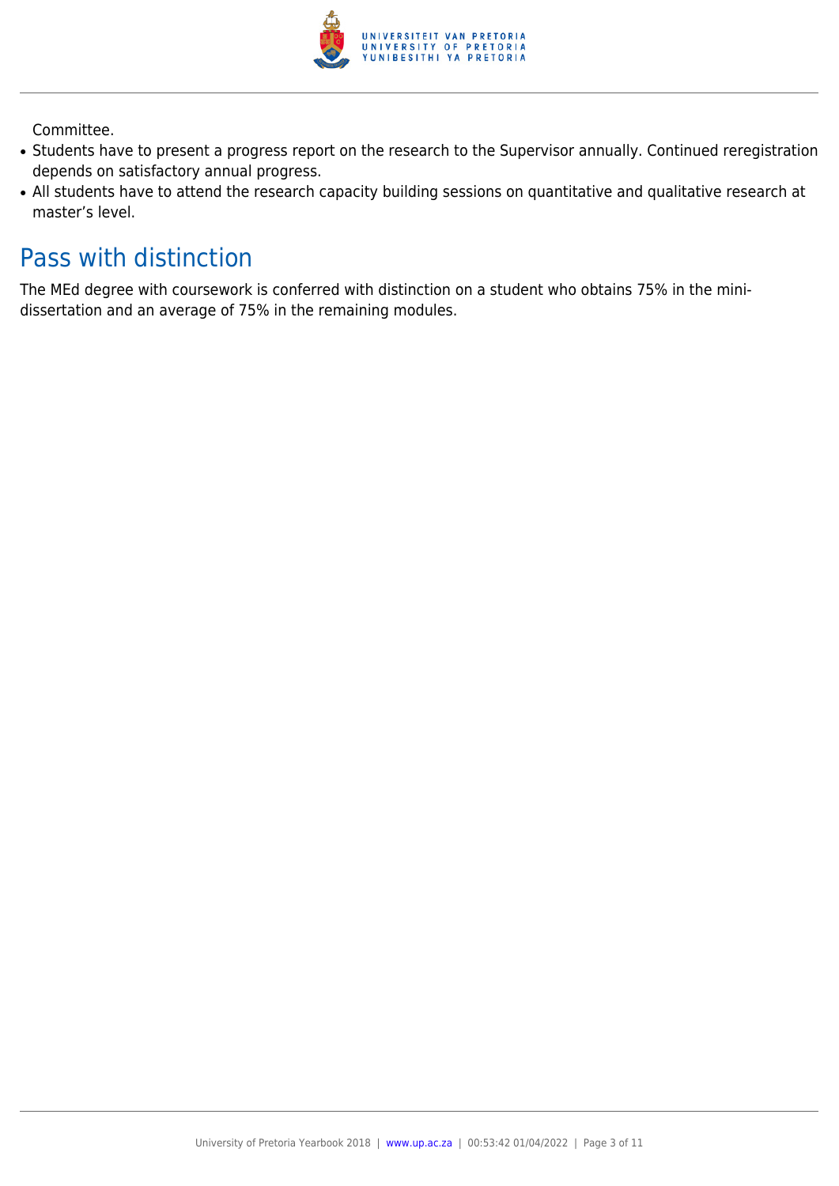Committee.

- Students have to present a progress report on the research to the Supervisor annually. Continued reregistration depends on satisfactory annual progress.
- All students have to attend the research capacity building sessions on quantitative and qualitative research at master's level.

## Pass with distinction

The MEd degree with coursework is conferred with distinction on a student who obtains 75% in the mini-dissertation and an average of 75% in the remaining modules.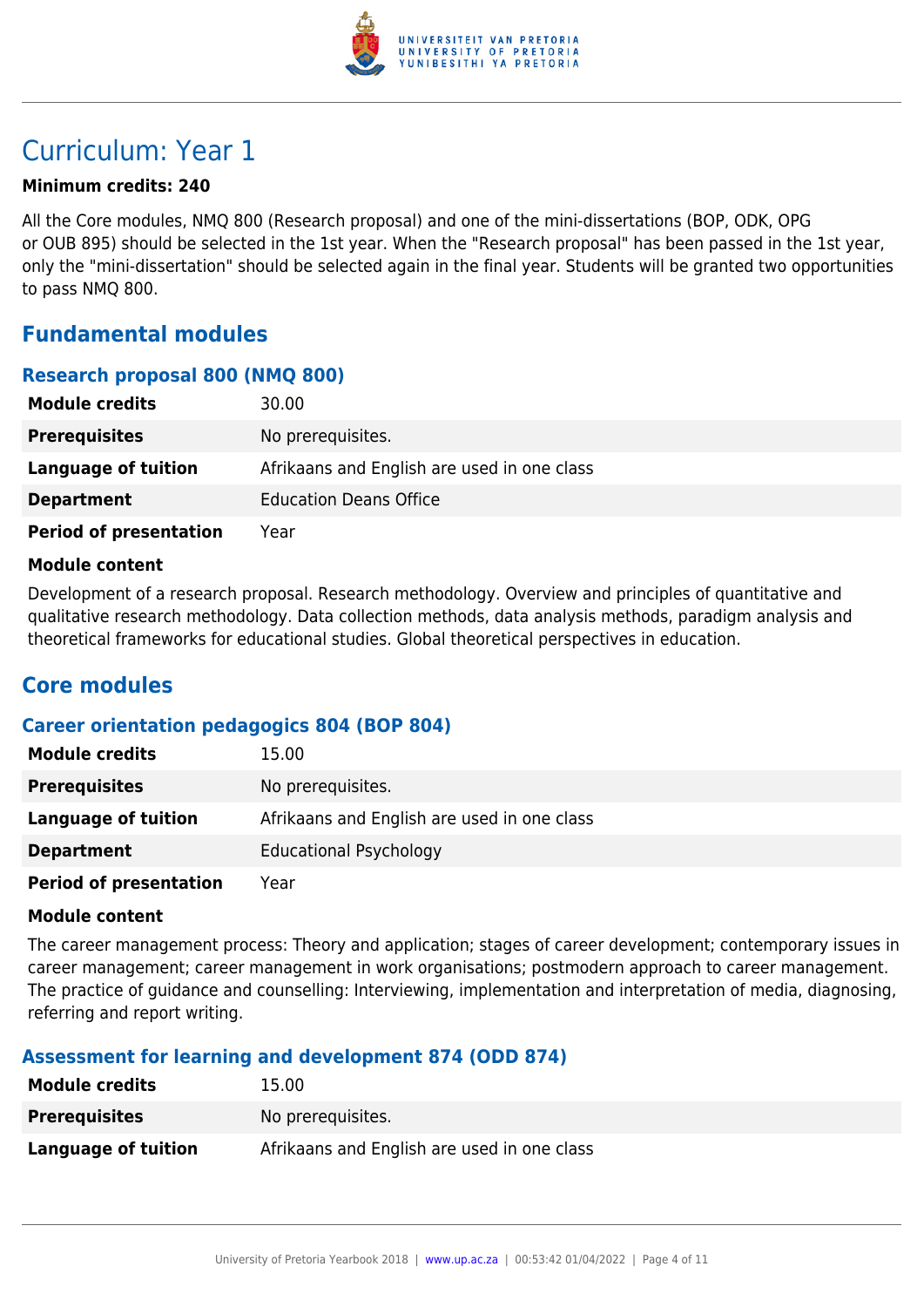# Curriculum: Year 1

**Minimum credits: 240**

All the Core modules, NMQ 800 (Research proposal) and one of the mini-dissertations (BOP, ODK, OPG or OUB 895) should be selected in the 1st year. When the "Research proposal" has been passed in the 1st year, only the "mini-dissertation" should be selected again in the final year. Students will be granted two opportunities to pass NMQ 800.

## Fundamental modules

### Research proposal 800 (NMQ 800)

| | |
|---|---|
| **Module credits** | 30.00 |
| **Prerequisites** | No prerequisites. |
| **Language of tuition** | Afrikaans and English are used in one class |
| **Department** | Education Deans Office |
| **Period of presentation** | Year |

**Module content**

Development of a research proposal. Research methodology. Overview and principles of quantitative and qualitative research methodology. Data collection methods, data analysis methods, paradigm analysis and theoretical frameworks for educational studies. Global theoretical perspectives in education.

## Core modules

### Career orientation pedagogics 804 (BOP 804)

| | |
|---|---|
| **Module credits** | 15.00 |
| **Prerequisites** | No prerequisites. |
| **Language of tuition** | Afrikaans and English are used in one class |
| **Department** | Educational Psychology |
| **Period of presentation** | Year |

**Module content**

The career management process: Theory and application; stages of career development; contemporary issues in career management; career management in work organisations; postmodern approach to career management. The practice of guidance and counselling: Interviewing, implementation and interpretation of media, diagnosing, referring and report writing.

### Assessment for learning and development 874 (ODD 874)

| | |
|---|---|
| **Module credits** | 15.00 |
| **Prerequisites** | No prerequisites. |
| **Language of tuition** | Afrikaans and English are used in one class |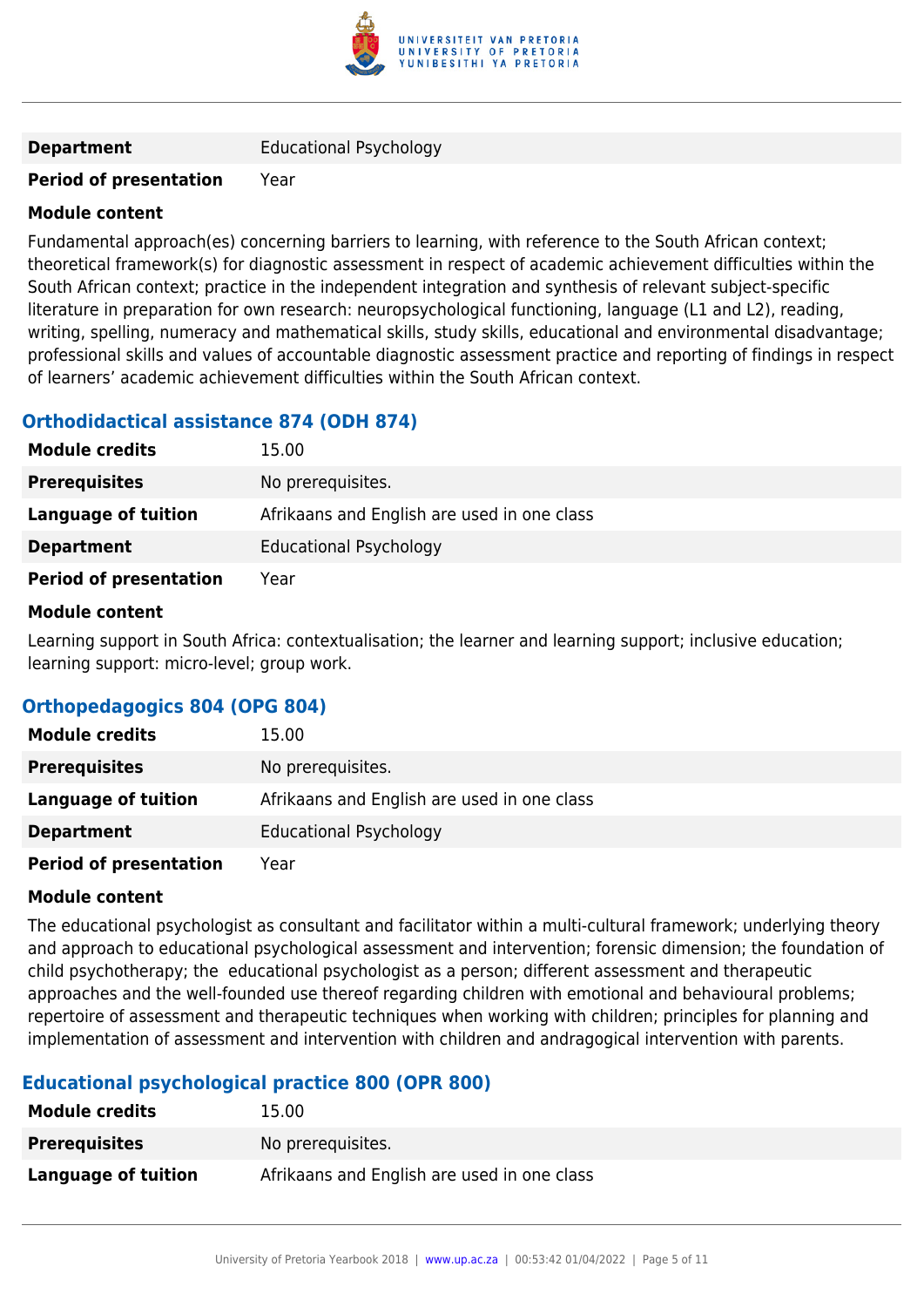| | |
|---|---|
| **Department** | Educational Psychology |
| **Period of presentation** | Year |

**Module content**

Fundamental approach(es) concerning barriers to learning, with reference to the South African context; theoretical framework(s) for diagnostic assessment in respect of academic achievement difficulties within the South African context; practice in the independent integration and synthesis of relevant subject-specific literature in preparation for own research: neuropsychological functioning, language (L1 and L2), reading, writing, spelling, numeracy and mathematical skills, study skills, educational and environmental disadvantage; professional skills and values of accountable diagnostic assessment practice and reporting of findings in respect of learners' academic achievement difficulties within the South African context.

### Orthodidactical assistance 874 (ODH 874)

| | |
|---|---|
| **Module credits** | 15.00 |
| **Prerequisites** | No prerequisites. |
| **Language of tuition** | Afrikaans and English are used in one class |
| **Department** | Educational Psychology |
| **Period of presentation** | Year |

**Module content**

Learning support in South Africa: contextualisation; the learner and learning support; inclusive education; learning support: micro-level; group work.

### Orthopedagogics 804 (OPG 804)

| | |
|---|---|
| **Module credits** | 15.00 |
| **Prerequisites** | No prerequisites. |
| **Language of tuition** | Afrikaans and English are used in one class |
| **Department** | Educational Psychology |
| **Period of presentation** | Year |

**Module content**

The educational psychologist as consultant and facilitator within a multi-cultural framework; underlying theory and approach to educational psychological assessment and intervention; forensic dimension; the foundation of child psychotherapy; the educational psychologist as a person; different assessment and therapeutic approaches and the well-founded use thereof regarding children with emotional and behavioural problems; repertoire of assessment and therapeutic techniques when working with children; principles for planning and implementation of assessment and intervention with children and andragogical intervention with parents.

### Educational psychological practice 800 (OPR 800)

| | |
|---|---|
| **Module credits** | 15.00 |
| **Prerequisites** | No prerequisites. |
| **Language of tuition** | Afrikaans and English are used in one class |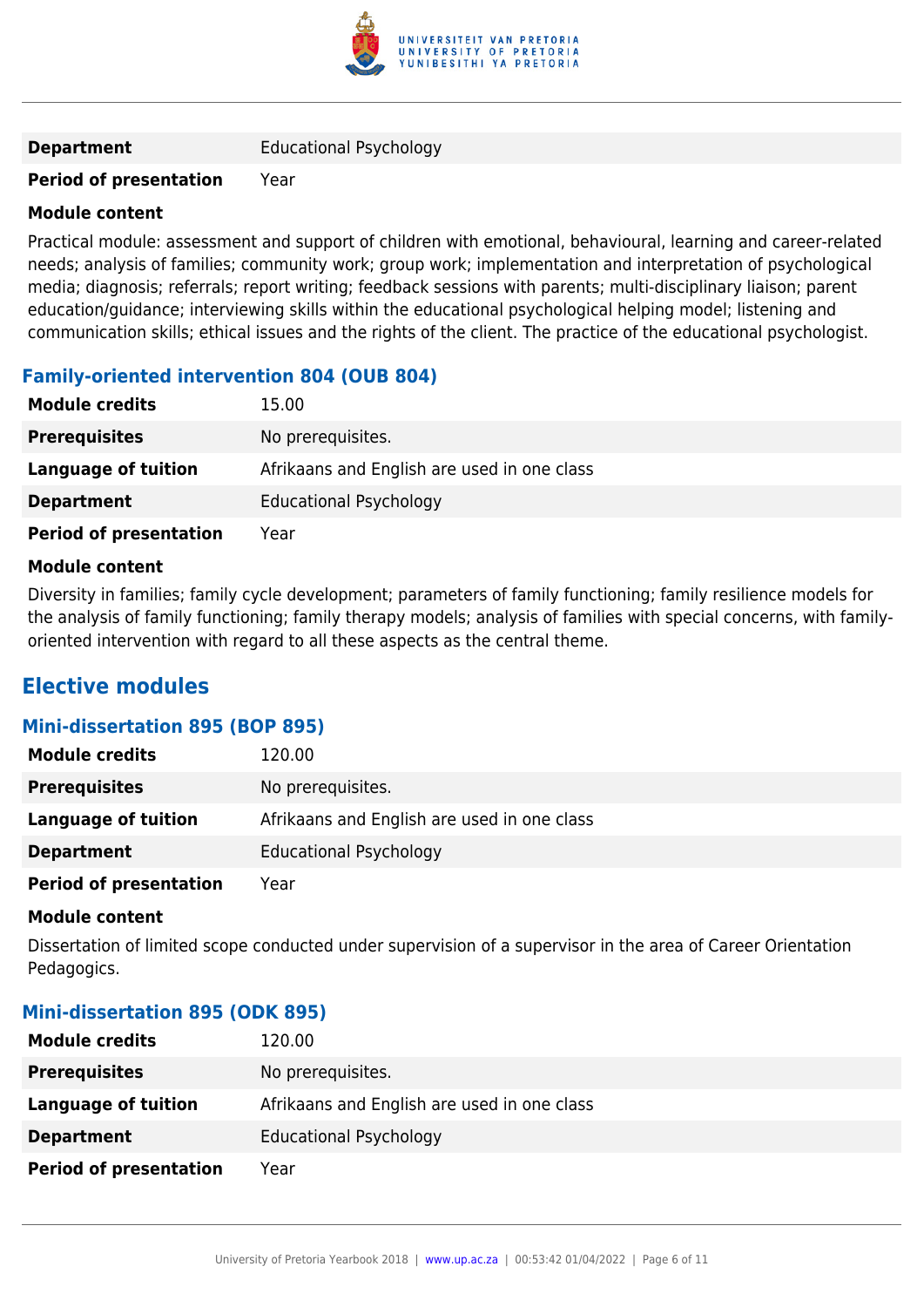| | |
|---|---|
| **Department** | Educational Psychology |
| **Period of presentation** | Year |

**Module content**

Practical module: assessment and support of children with emotional, behavioural, learning and career-related needs; analysis of families; community work; group work; implementation and interpretation of psychological media; diagnosis; referrals; report writing; feedback sessions with parents; multi-disciplinary liaison; parent education/guidance; interviewing skills within the educational psychological helping model; listening and communication skills; ethical issues and the rights of the client. The practice of the educational psychologist.

### Family-oriented intervention 804 (OUB 804)

| | |
|---|---|
| **Module credits** | 15.00 |
| **Prerequisites** | No prerequisites. |
| **Language of tuition** | Afrikaans and English are used in one class |
| **Department** | Educational Psychology |
| **Period of presentation** | Year |

**Module content**

Diversity in families; family cycle development; parameters of family functioning; family resilience models for the analysis of family functioning; family therapy models; analysis of families with special concerns, with family-oriented intervention with regard to all these aspects as the central theme.

## Elective modules

### Mini-dissertation 895 (BOP 895)

| | |
|---|---|
| **Module credits** | 120.00 |
| **Prerequisites** | No prerequisites. |
| **Language of tuition** | Afrikaans and English are used in one class |
| **Department** | Educational Psychology |
| **Period of presentation** | Year |

**Module content**

Dissertation of limited scope conducted under supervision of a supervisor in the area of Career Orientation Pedagogics.

### Mini-dissertation 895 (ODK 895)

| | |
|---|---|
| **Module credits** | 120.00 |
| **Prerequisites** | No prerequisites. |
| **Language of tuition** | Afrikaans and English are used in one class |
| **Department** | Educational Psychology |
| **Period of presentation** | Year |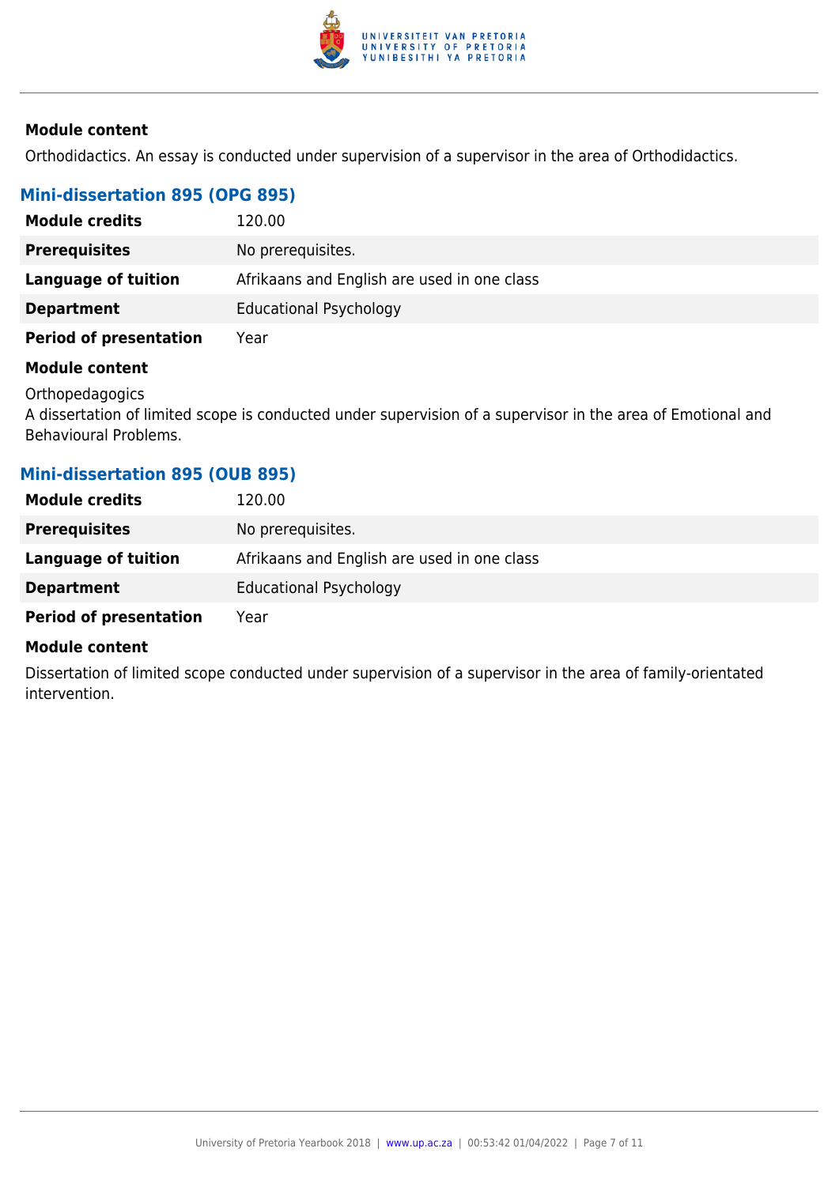**Module content**

Orthodidactics. An essay is conducted under supervision of a supervisor in the area of Orthodidactics.

### Mini-dissertation 895 (OPG 895)

| | |
|---|---|
| **Module credits** | 120.00 |
| **Prerequisites** | No prerequisites. |
| **Language of tuition** | Afrikaans and English are used in one class |
| **Department** | Educational Psychology |
| **Period of presentation** | Year |

**Module content**

Orthopedagogics
A dissertation of limited scope is conducted under supervision of a supervisor in the area of Emotional and Behavioural Problems.

### Mini-dissertation 895 (OUB 895)

| | |
|---|---|
| **Module credits** | 120.00 |
| **Prerequisites** | No prerequisites. |
| **Language of tuition** | Afrikaans and English are used in one class |
| **Department** | Educational Psychology |
| **Period of presentation** | Year |

**Module content**

Dissertation of limited scope conducted under supervision of a supervisor in the area of family-orientated intervention.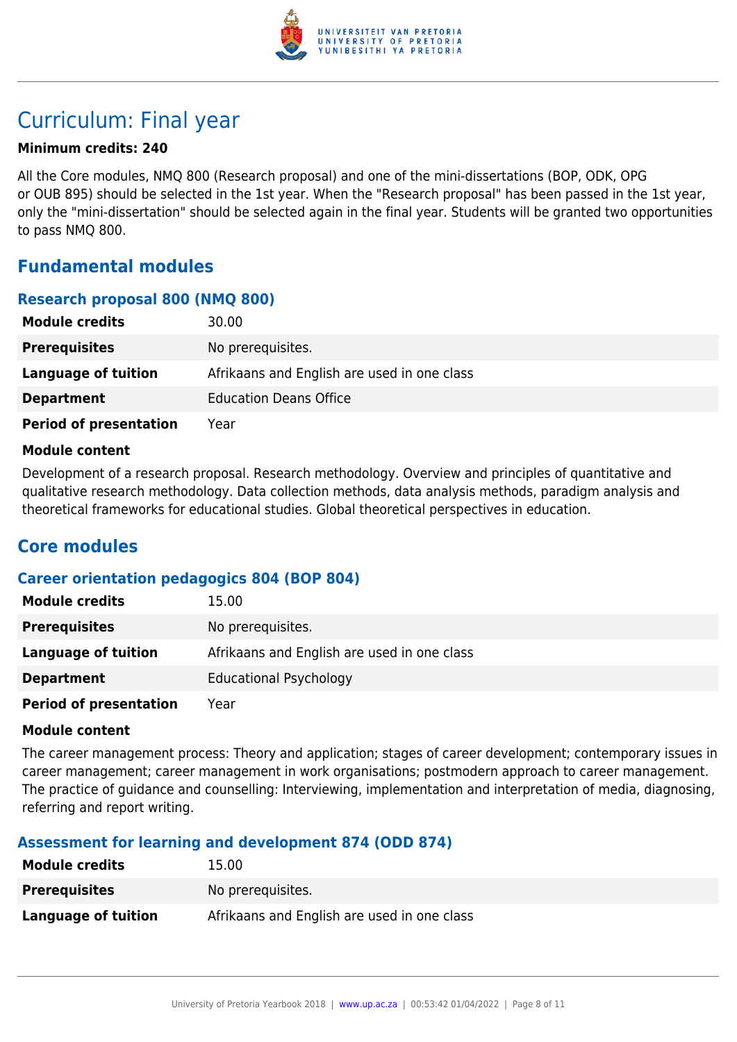# Curriculum: Final year

**Minimum credits: 240**

All the Core modules, NMQ 800 (Research proposal) and one of the mini-dissertations (BOP, ODK, OPG or OUB 895) should be selected in the 1st year. When the "Research proposal" has been passed in the 1st year, only the "mini-dissertation" should be selected again in the final year. Students will be granted two opportunities to pass NMQ 800.

## Fundamental modules

### Research proposal 800 (NMQ 800)

| | |
|---|---|
| **Module credits** | 30.00 |
| **Prerequisites** | No prerequisites. |
| **Language of tuition** | Afrikaans and English are used in one class |
| **Department** | Education Deans Office |
| **Period of presentation** | Year |

**Module content**

Development of a research proposal. Research methodology. Overview and principles of quantitative and qualitative research methodology. Data collection methods, data analysis methods, paradigm analysis and theoretical frameworks for educational studies. Global theoretical perspectives in education.

## Core modules

### Career orientation pedagogics 804 (BOP 804)

| | |
|---|---|
| **Module credits** | 15.00 |
| **Prerequisites** | No prerequisites. |
| **Language of tuition** | Afrikaans and English are used in one class |
| **Department** | Educational Psychology |
| **Period of presentation** | Year |

**Module content**

The career management process: Theory and application; stages of career development; contemporary issues in career management; career management in work organisations; postmodern approach to career management. The practice of guidance and counselling: Interviewing, implementation and interpretation of media, diagnosing, referring and report writing.

### Assessment for learning and development 874 (ODD 874)

| | |
|---|---|
| **Module credits** | 15.00 |
| **Prerequisites** | No prerequisites. |
| **Language of tuition** | Afrikaans and English are used in one class |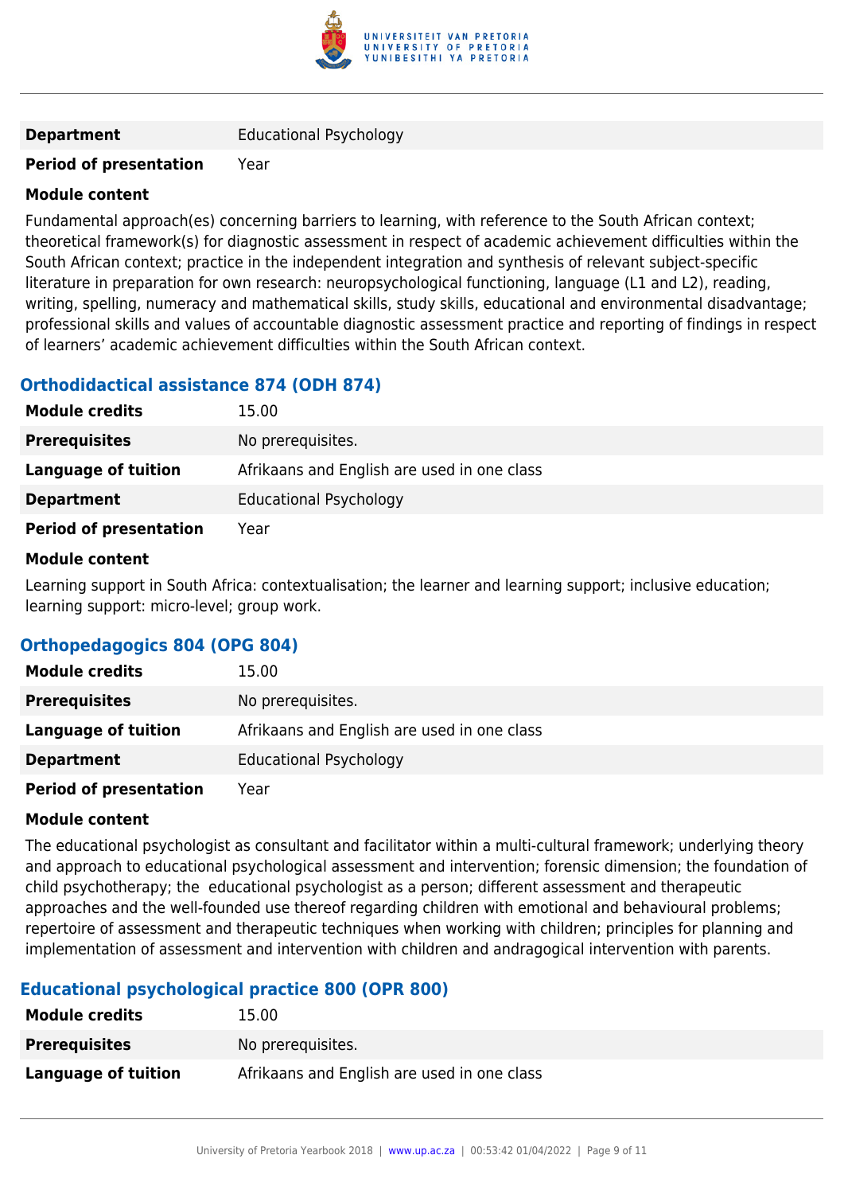| | |
|---|---|
| **Department** | Educational Psychology |
| **Period of presentation** | Year |

**Module content**

Fundamental approach(es) concerning barriers to learning, with reference to the South African context; theoretical framework(s) for diagnostic assessment in respect of academic achievement difficulties within the South African context; practice in the independent integration and synthesis of relevant subject-specific literature in preparation for own research: neuropsychological functioning, language (L1 and L2), reading, writing, spelling, numeracy and mathematical skills, study skills, educational and environmental disadvantage; professional skills and values of accountable diagnostic assessment practice and reporting of findings in respect of learners' academic achievement difficulties within the South African context.

### Orthodidactical assistance 874 (ODH 874)

| | |
|---|---|
| **Module credits** | 15.00 |
| **Prerequisites** | No prerequisites. |
| **Language of tuition** | Afrikaans and English are used in one class |
| **Department** | Educational Psychology |
| **Period of presentation** | Year |

**Module content**

Learning support in South Africa: contextualisation; the learner and learning support; inclusive education; learning support: micro-level; group work.

### Orthopedagogics 804 (OPG 804)

| | |
|---|---|
| **Module credits** | 15.00 |
| **Prerequisites** | No prerequisites. |
| **Language of tuition** | Afrikaans and English are used in one class |
| **Department** | Educational Psychology |
| **Period of presentation** | Year |

**Module content**

The educational psychologist as consultant and facilitator within a multi-cultural framework; underlying theory and approach to educational psychological assessment and intervention; forensic dimension; the foundation of child psychotherapy; the educational psychologist as a person; different assessment and therapeutic approaches and the well-founded use thereof regarding children with emotional and behavioural problems; repertoire of assessment and therapeutic techniques when working with children; principles for planning and implementation of assessment and intervention with children and andragogical intervention with parents.

### Educational psychological practice 800 (OPR 800)

| | |
|---|---|
| **Module credits** | 15.00 |
| **Prerequisites** | No prerequisites. |
| **Language of tuition** | Afrikaans and English are used in one class |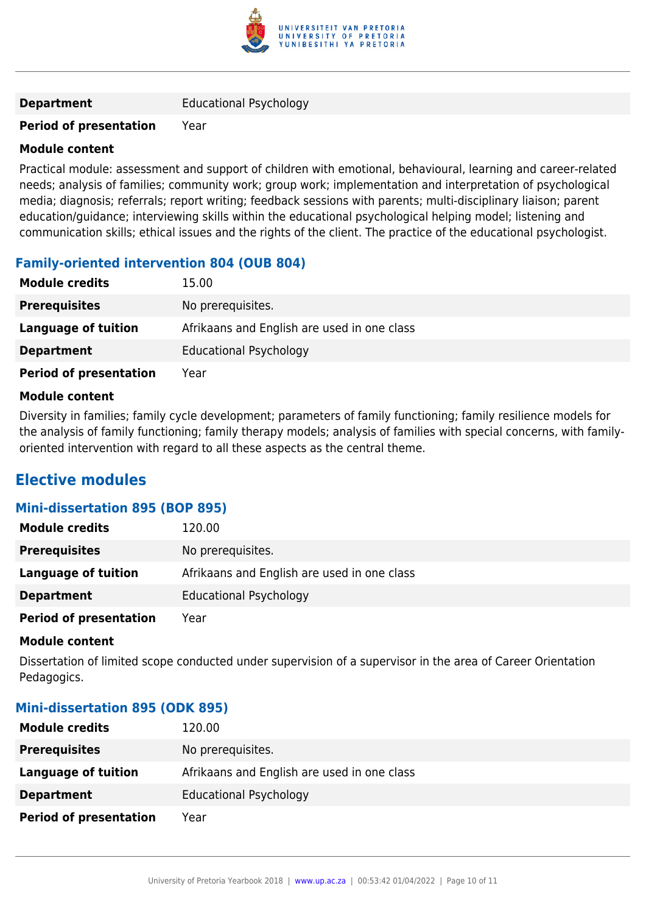| | |
|---|---|
| **Department** | Educational Psychology |
| **Period of presentation** | Year |

**Module content**

Practical module: assessment and support of children with emotional, behavioural, learning and career-related needs; analysis of families; community work; group work; implementation and interpretation of psychological media; diagnosis; referrals; report writing; feedback sessions with parents; multi-disciplinary liaison; parent education/guidance; interviewing skills within the educational psychological helping model; listening and communication skills; ethical issues and the rights of the client. The practice of the educational psychologist.

### Family-oriented intervention 804 (OUB 804)

| | |
|---|---|
| **Module credits** | 15.00 |
| **Prerequisites** | No prerequisites. |
| **Language of tuition** | Afrikaans and English are used in one class |
| **Department** | Educational Psychology |
| **Period of presentation** | Year |

**Module content**

Diversity in families; family cycle development; parameters of family functioning; family resilience models for the analysis of family functioning; family therapy models; analysis of families with special concerns, with family-oriented intervention with regard to all these aspects as the central theme.

## Elective modules

### Mini-dissertation 895 (BOP 895)

| | |
|---|---|
| **Module credits** | 120.00 |
| **Prerequisites** | No prerequisites. |
| **Language of tuition** | Afrikaans and English are used in one class |
| **Department** | Educational Psychology |
| **Period of presentation** | Year |

**Module content**

Dissertation of limited scope conducted under supervision of a supervisor in the area of Career Orientation Pedagogics.

### Mini-dissertation 895 (ODK 895)

| | |
|---|---|
| **Module credits** | 120.00 |
| **Prerequisites** | No prerequisites. |
| **Language of tuition** | Afrikaans and English are used in one class |
| **Department** | Educational Psychology |
| **Period of presentation** | Year |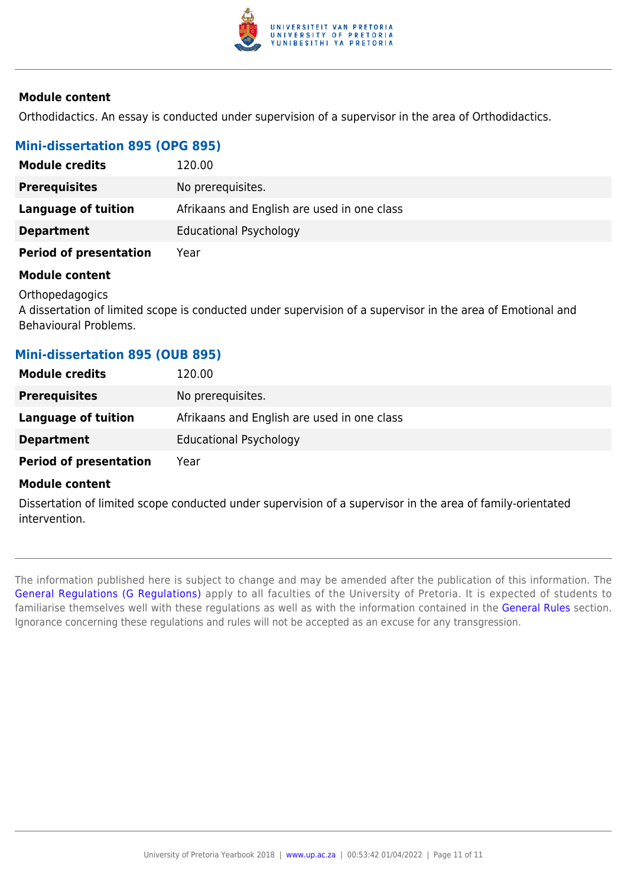**Module content**

Orthodidactics. An essay is conducted under supervision of a supervisor in the area of Orthodidactics.

### Mini-dissertation 895 (OPG 895)

| | |
|---|---|
| **Module credits** | 120.00 |
| **Prerequisites** | No prerequisites. |
| **Language of tuition** | Afrikaans and English are used in one class |
| **Department** | Educational Psychology |
| **Period of presentation** | Year |

**Module content**

Orthopedagogics
A dissertation of limited scope is conducted under supervision of a supervisor in the area of Emotional and Behavioural Problems.

### Mini-dissertation 895 (OUB 895)

| | |
|---|---|
| **Module credits** | 120.00 |
| **Prerequisites** | No prerequisites. |
| **Language of tuition** | Afrikaans and English are used in one class |
| **Department** | Educational Psychology |
| **Period of presentation** | Year |

**Module content**

Dissertation of limited scope conducted under supervision of a supervisor in the area of family-orientated intervention.

---

The information published here is subject to change and may be amended after the publication of this information. The General Regulations (G Regulations) apply to all faculties of the University of Pretoria. It is expected of students to familiarise themselves well with these regulations as well as with the information contained in the General Rules section. Ignorance concerning these regulations and rules will not be accepted as an excuse for any transgression.